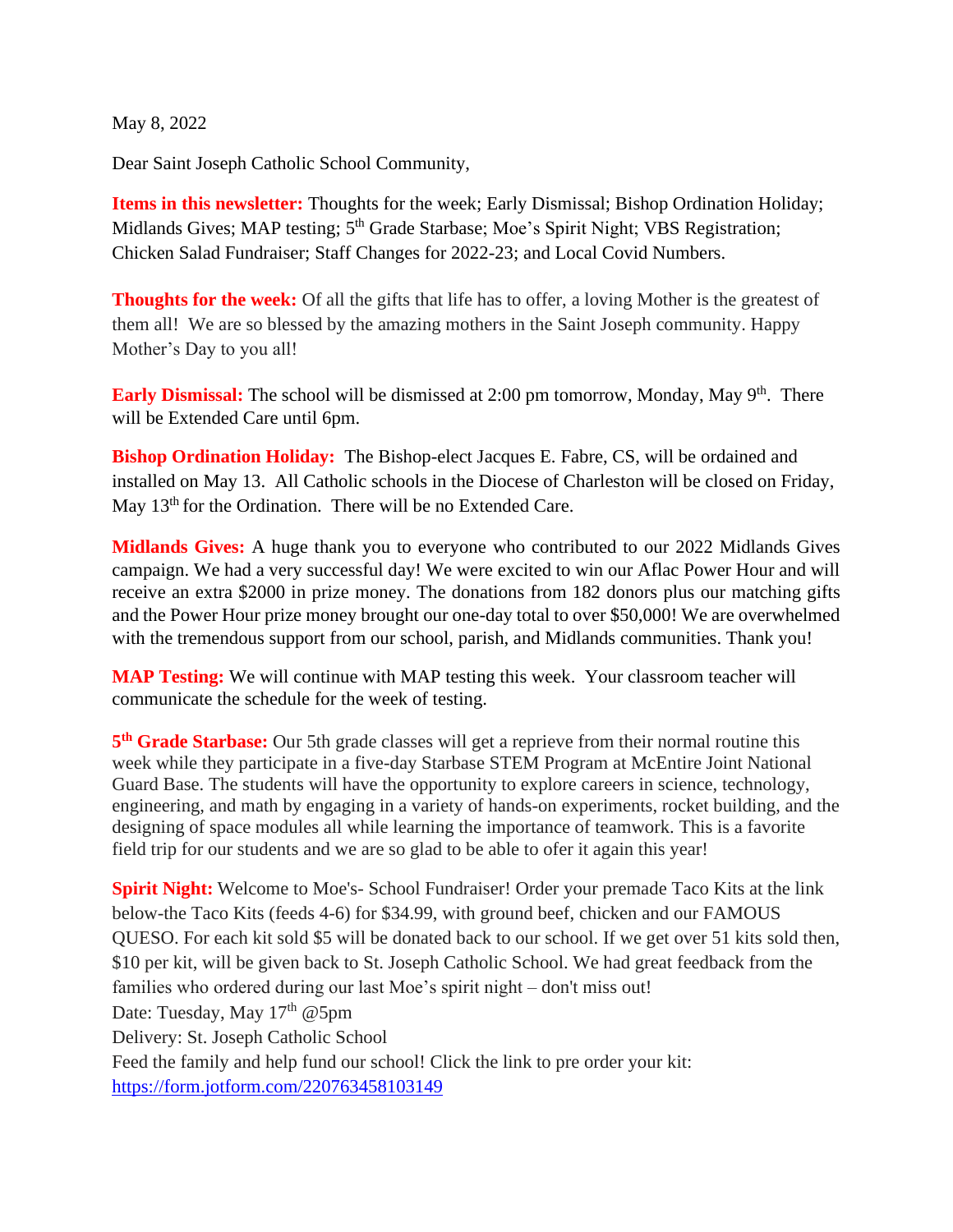May 8, 2022

Dear Saint Joseph Catholic School Community,

**Items in this newsletter:** Thoughts for the week; Early Dismissal; Bishop Ordination Holiday; Midlands Gives; MAP testing; 5th Grade Starbase; Moe's Spirit Night; VBS Registration; Chicken Salad Fundraiser; Staff Changes for 2022-23; and Local Covid Numbers.

**Thoughts for the week:** Of all the gifts that life has to offer, a loving Mother is the greatest of them all! We are so blessed by the amazing mothers in the Saint Joseph community. Happy Mother's Day to you all!

**Early Dismissal:** The school will be dismissed at 2:00 pm tomorrow, Monday, May 9th. There will be Extended Care until 6pm.

**Bishop Ordination Holiday:** The Bishop-elect Jacques E. Fabre, CS, will be ordained and installed on May 13. All Catholic schools in the Diocese of Charleston will be closed on Friday, May 13th for the Ordination. There will be no Extended Care.

**Midlands Gives:** A huge thank you to everyone who contributed to our 2022 Midlands Gives campaign. We had a very successful day! We were excited to win our Aflac Power Hour and will receive an extra $2000 in prize money. The donations from 182 donors plus our matching gifts and the Power Hour prize money brought our one-day total to over $50,000! We are overwhelmed with the tremendous support from our school, parish, and Midlands communities. Thank you!

**MAP Testing:** We will continue with MAP testing this week. Your classroom teacher will communicate the schedule for the week of testing.

**5th Grade Starbase:** Our 5th grade classes will get a reprieve from their normal routine this week while they participate in a five-day Starbase STEM Program at McEntire Joint National Guard Base. The students will have the opportunity to explore careers in science, technology, engineering, and math by engaging in a variety of hands-on experiments, rocket building, and the designing of space modules all while learning the importance of teamwork. This is a favorite field trip for our students and we are so glad to be able to ofer it again this year!

**Spirit Night:** Welcome to Moe's- School Fundraiser! Order your premade Taco Kits at the link below-the Taco Kits (feeds 4-6) for $34.99, with ground beef, chicken and our FAMOUS QUESO. For each kit sold $5 will be donated back to our school. If we get over 51 kits sold then, $10 per kit, will be given back to St. Joseph Catholic School. We had great feedback from the families who ordered during our last Moe's spirit night – don't miss out!
Date: Tuesday, May 17th @5pm
Delivery: St. Joseph Catholic School
Feed the family and help fund our school! Click the link to pre order your kit:
https://form.jotform.com/220763458103149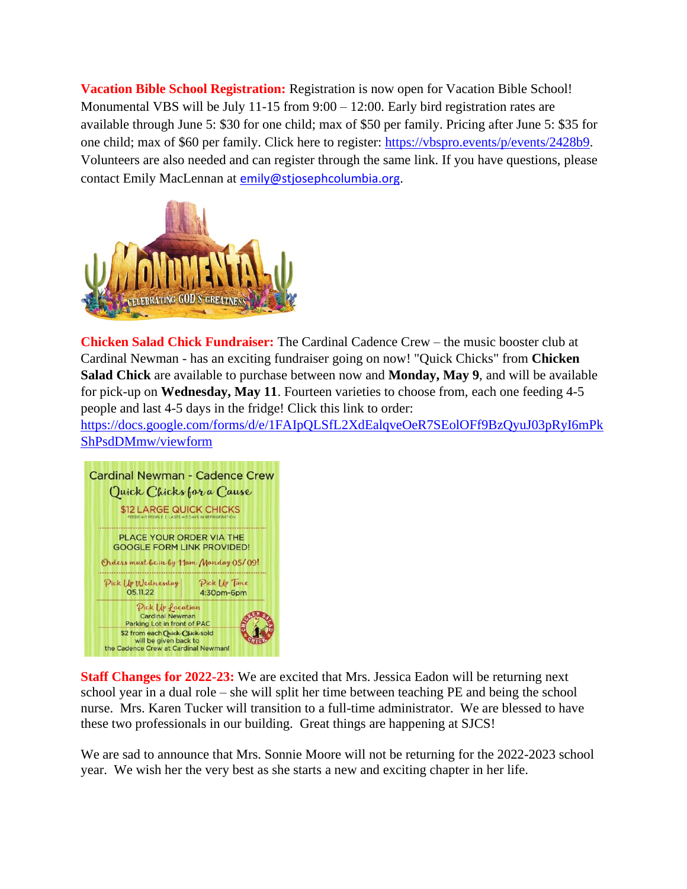**Vacation Bible School Registration:** Registration is now open for Vacation Bible School! Monumental VBS will be July 11-15 from 9:00 – 12:00. Early bird registration rates are available through June 5: $30 for one child; max of $50 per family. Pricing after June 5: $35 for one child; max of $60 per family. Click here to register: https://vbspro.events/p/events/2428b9. Volunteers are also needed and can register through the same link. If you have questions, please contact Emily MacLennan at emily@stjosephcolumbia.org.

**Chicken Salad Chick Fundraiser:** The Cardinal Cadence Crew – the music booster club at Cardinal Newman - has an exciting fundraiser going on now! "Quick Chicks" from **Chicken Salad Chick** are available to purchase between now and **Monday, May 9**, and will be available for pick-up on **Wednesday, May 11**. Fourteen varieties to choose from, each one feeding 4-5 people and last 4-5 days in the fridge! Click this link to order: https://docs.google.com/forms/d/e/1FAIpQLSfL2XdEalqveOeR7SEolOFf9BzQyuJ03pRyI6mPkShPsdDMmw/viewform

**Staff Changes for 2022-23:** We are excited that Mrs. Jessica Eadon will be returning next school year in a dual role – she will split her time between teaching PE and being the school nurse. Mrs. Karen Tucker will transition to a full-time administrator. We are blessed to have these two professionals in our building. Great things are happening at SJCS!

We are sad to announce that Mrs. Sonnie Moore will not be returning for the 2022-2023 school year. We wish her the very best as she starts a new and exciting chapter in her life.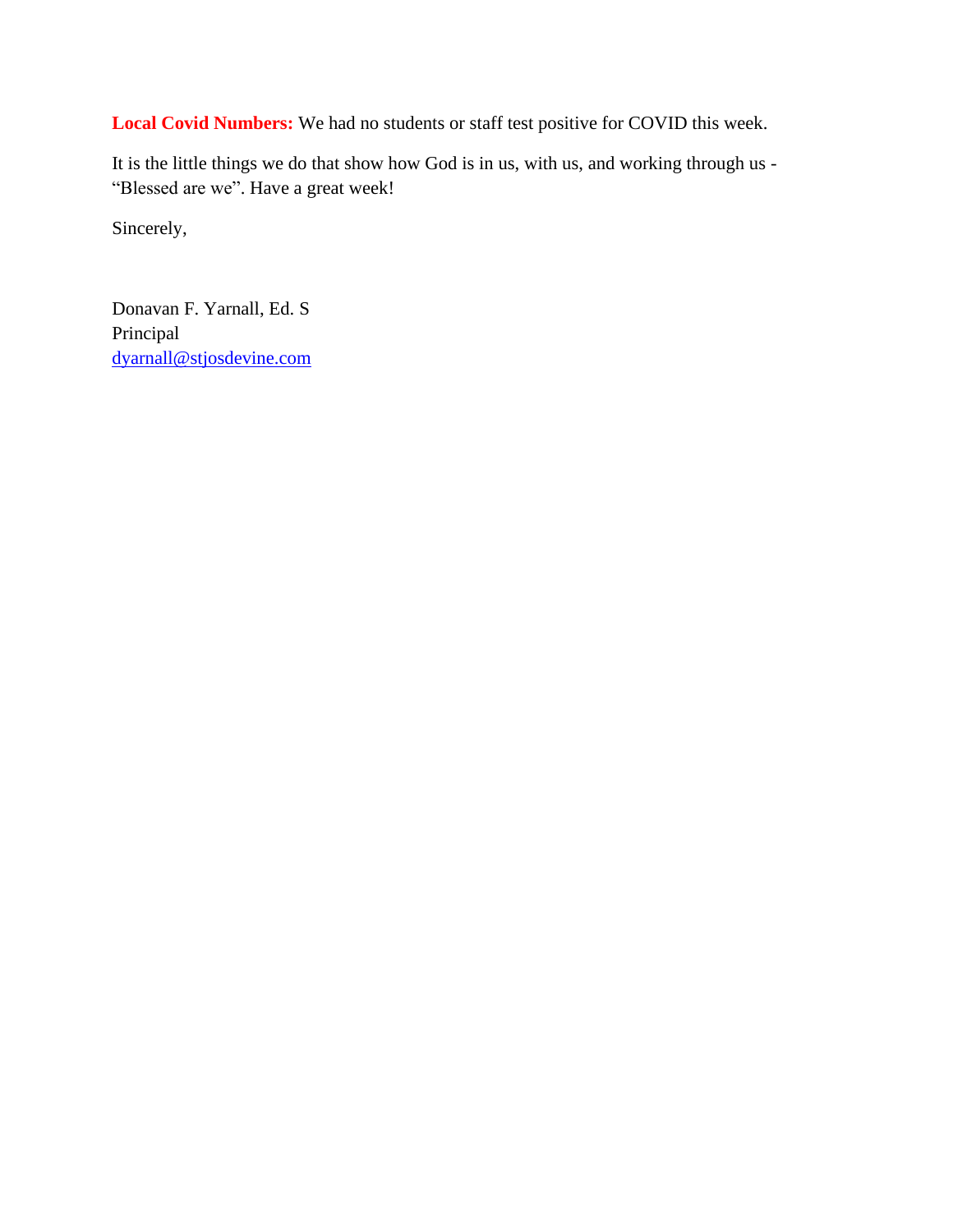**Local Covid Numbers:** We had no students or staff test positive for COVID this week.

It is the little things we do that show how God is in us, with us, and working through us - "Blessed are we". Have a great week!

Sincerely,

Donavan F. Yarnall, Ed. S
Principal
dyarnall@stjosdevine.com